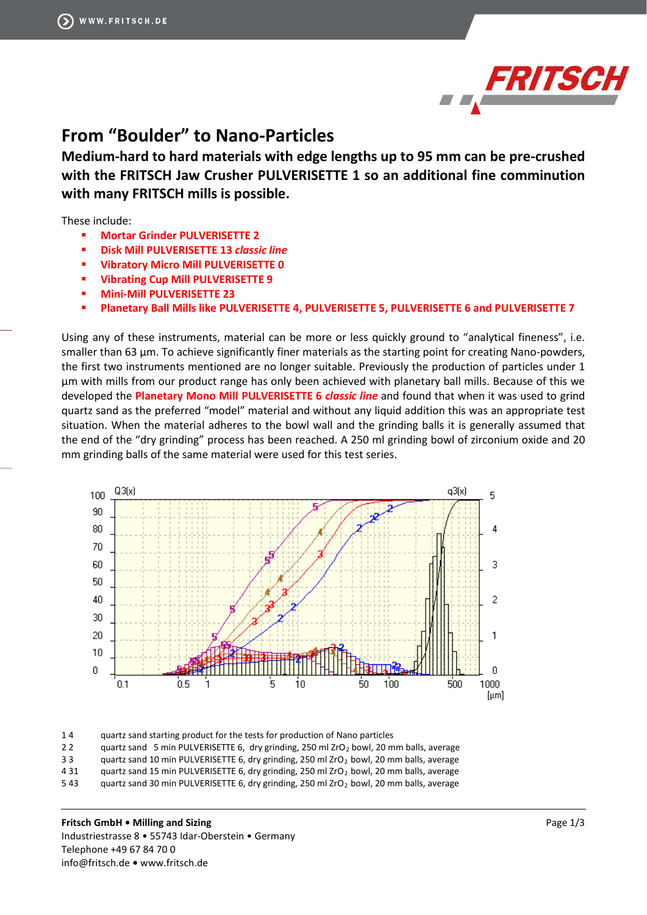# From "Boulder" to Nano-Particles

**Medium-hard to hard materials with edge lengths up to 95 mm can be pre-crushed with the FRITSCH Jaw Crusher PULVERISETTE 1 so an additional fine comminution with many FRITSCH mills is possible.**

These include:

- **Mortar Grinder PULVERISETTE 2**
- **Disk Mill PULVERISETTE 13 *classic line***
- **Vibratory Micro Mill PULVERISETTE 0**
- **Vibrating Cup Mill PULVERISETTE 9**
- **Mini-Mill PULVERISETTE 23**
- **Planetary Ball Mills like PULVERISETTE 4, PULVERISETTE 5, PULVERISETTE 6 and PULVERISETTE 7**

Using any of these instruments, material can be more or less quickly ground to "analytical fineness", i.e. smaller than 63 µm. To achieve significantly finer materials as the starting point for creating Nano-powders, the first two instruments mentioned are no longer suitable. Previously the production of particles under 1 µm with mills from our product range has only been achieved with planetary ball mills. Because of this we developed the **Planetary Mono Mill PULVERISETTE 6 *classic line*** and found that when it was used to grind quartz sand as the preferred "model" material and without any liquid addition this was an appropriate test situation. When the material adheres to the bowl wall and the grinding balls it is generally assumed that the end of the "dry grinding" process has been reached. A 250 ml grinding bowl of zirconium oxide and 20 mm grinding balls of the same material were used for this test series.

| | | |
|---|---|---|
| 1 | 4 | quartz sand starting product for the tests for production of Nano particles |
| 2 | 2 | quartz sand 5 min PULVERISETTE 6, dry grinding, 250 ml $ZrO_2$ bowl, 20 mm balls, average |
| 3 | 3 | quartz sand 10 min PULVERISETTE 6, dry grinding, 250 ml $ZrO_2$ bowl, 20 mm balls, average |
| 4 | 31 | quartz sand 15 min PULVERISETTE 6, dry grinding, 250 ml $ZrO_2$ bowl, 20 mm balls, average |
| 5 | 43 | quartz sand 30 min PULVERISETTE 6, dry grinding, 250 ml $ZrO_2$ bowl, 20 mm balls, average |

**Fritsch GmbH • Milling and Sizing**
Industriestrasse 8 • 55743 Idar-Oberstein • Germany
Telephone +49 67 84 70 0
info@fritsch.de • www.fritsch.de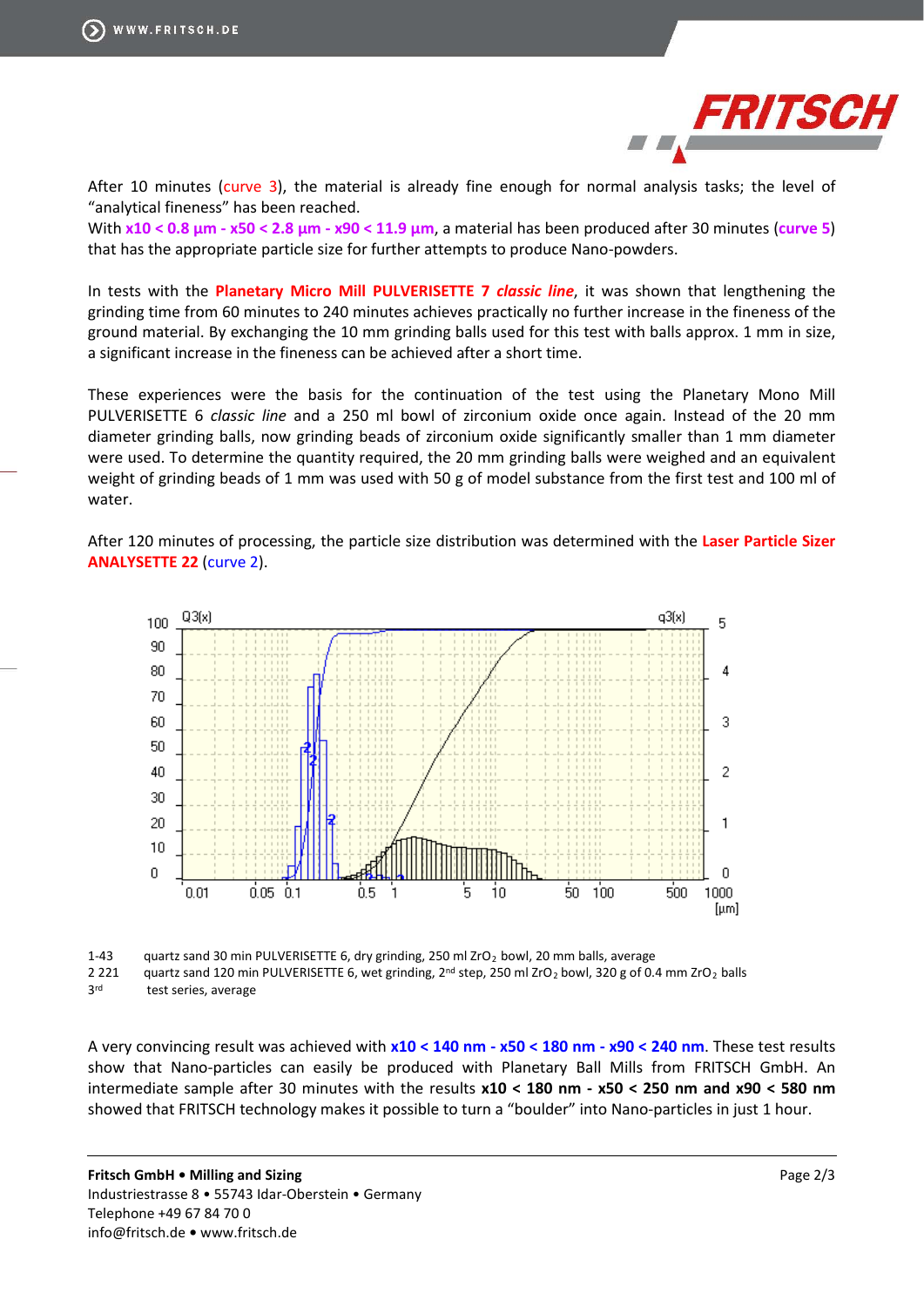After 10 minutes (curve 3), the material is already fine enough for normal analysis tasks; the level of "analytical fineness" has been reached.
With **x10 < 0.8 µm - x50 < 2.8 µm - x90 < 11.9 µm**, a material has been produced after 30 minutes (**curve 5**) that has the appropriate particle size for further attempts to produce Nano-powders.

In tests with the **Planetary Micro Mill PULVERISETTE 7 *classic line***, it was shown that lengthening the grinding time from 60 minutes to 240 minutes achieves practically no further increase in the fineness of the ground material. By exchanging the 10 mm grinding balls used for this test with balls approx. 1 mm in size, a significant increase in the fineness can be achieved after a short time.

These experiences were the basis for the continuation of the test using the Planetary Mono Mill PULVERISETTE 6 *classic line* and a 250 ml bowl of zirconium oxide once again. Instead of the 20 mm diameter grinding balls, now grinding beads of zirconium oxide significantly smaller than 1 mm diameter were used. To determine the quantity required, the 20 mm grinding balls were weighed and an equivalent weight of grinding beads of 1 mm was used with 50 g of model substance from the first test and 100 ml of water.

After 120 minutes of processing, the particle size distribution was determined with the **Laser Particle Sizer ANALYSETTE 22** (curve 2).

1-43 quartz sand 30 min PULVERISETTE 6, dry grinding, 250 ml $ZrO_2$ bowl, 20 mm balls, average
2 221 quartz sand 120 min PULVERISETTE 6, wet grinding, 2nd step, 250 ml $ZrO_2$ bowl, 320 g of 0.4 mm $ZrO_2$ balls
3rd test series, average

A very convincing result was achieved with **x10 < 140 nm - x50 < 180 nm - x90 < 240 nm**. These test results show that Nano-particles can easily be produced with Planetary Ball Mills from FRITSCH GmbH. An intermediate sample after 30 minutes with the results **x10 < 180 nm - x50 < 250 nm and x90 < 580 nm** showed that FRITSCH technology makes it possible to turn a "boulder" into Nano-particles in just 1 hour.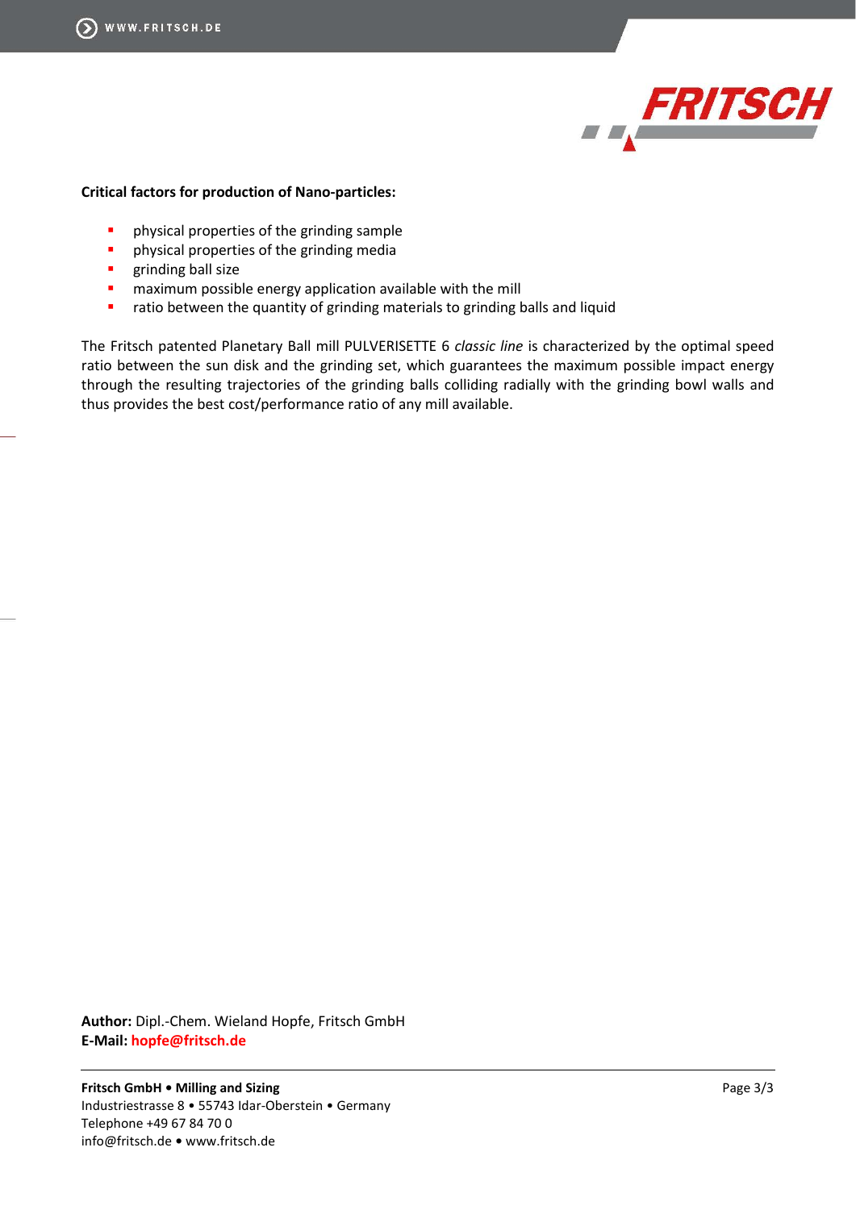**Critical factors for production of Nano-particles:**

- physical properties of the grinding sample
- physical properties of the grinding media
- grinding ball size
- maximum possible energy application available with the mill
- ratio between the quantity of grinding materials to grinding balls and liquid

The Fritsch patented Planetary Ball mill PULVERISETTE 6 *classic line* is characterized by the optimal speed ratio between the sun disk and the grinding set, which guarantees the maximum possible impact energy through the resulting trajectories of the grinding balls colliding radially with the grinding bowl walls and thus provides the best cost/performance ratio of any mill available.

**Author:** Dipl.-Chem. Wieland Hopfe, Fritsch GmbH
**E-Mail:** hopfe@fritsch.de

**Fritsch GmbH • Milling and Sizing**
Industriestrasse 8 • 55743 Idar-Oberstein • Germany
Telephone +49 67 84 70 0
info@fritsch.de • www.fritsch.de